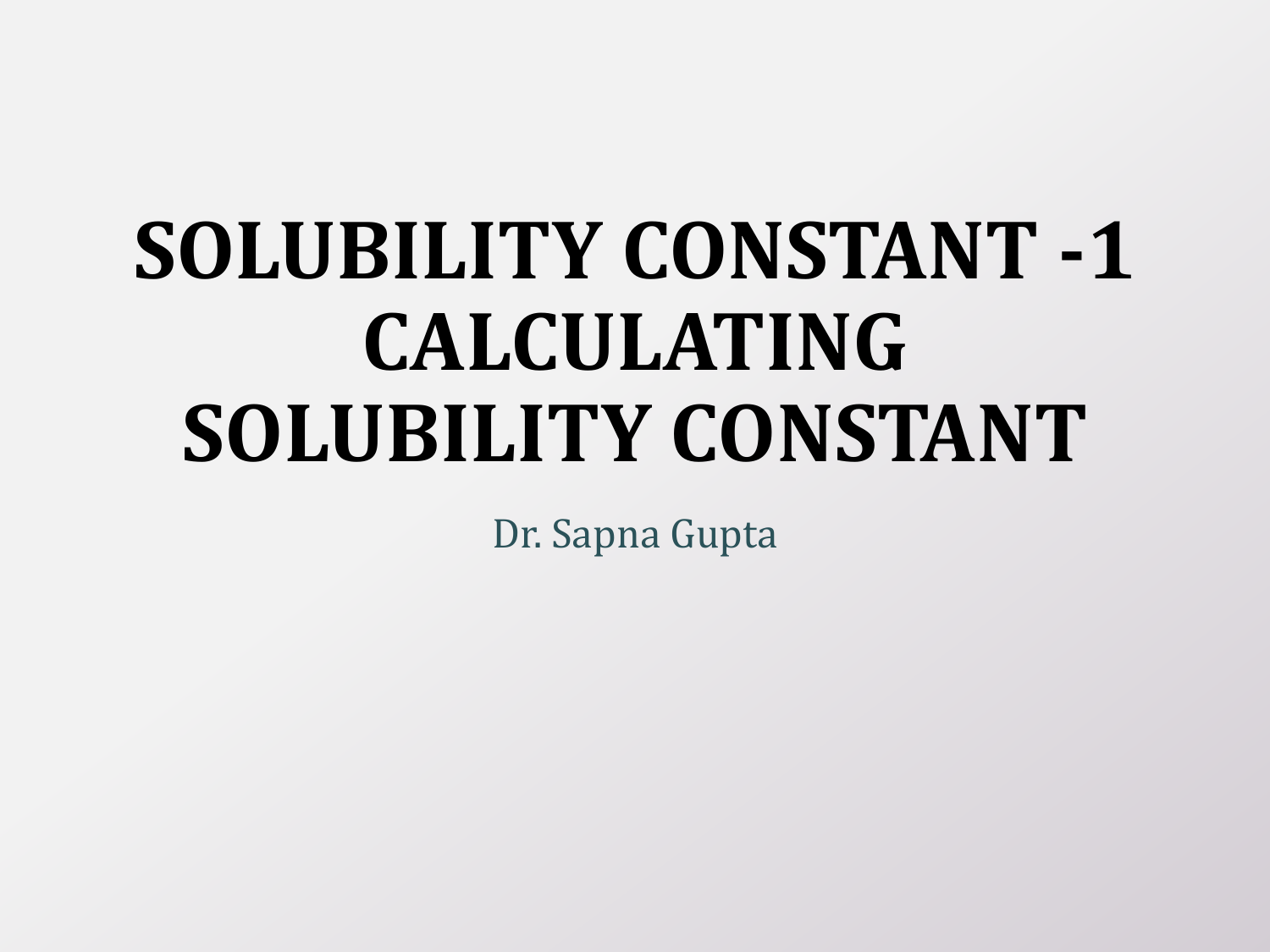# SOLUBILITY CONSTANT -1 CALCULATING SOLUBILITY CONSTANT

Dr. Sapna Gupta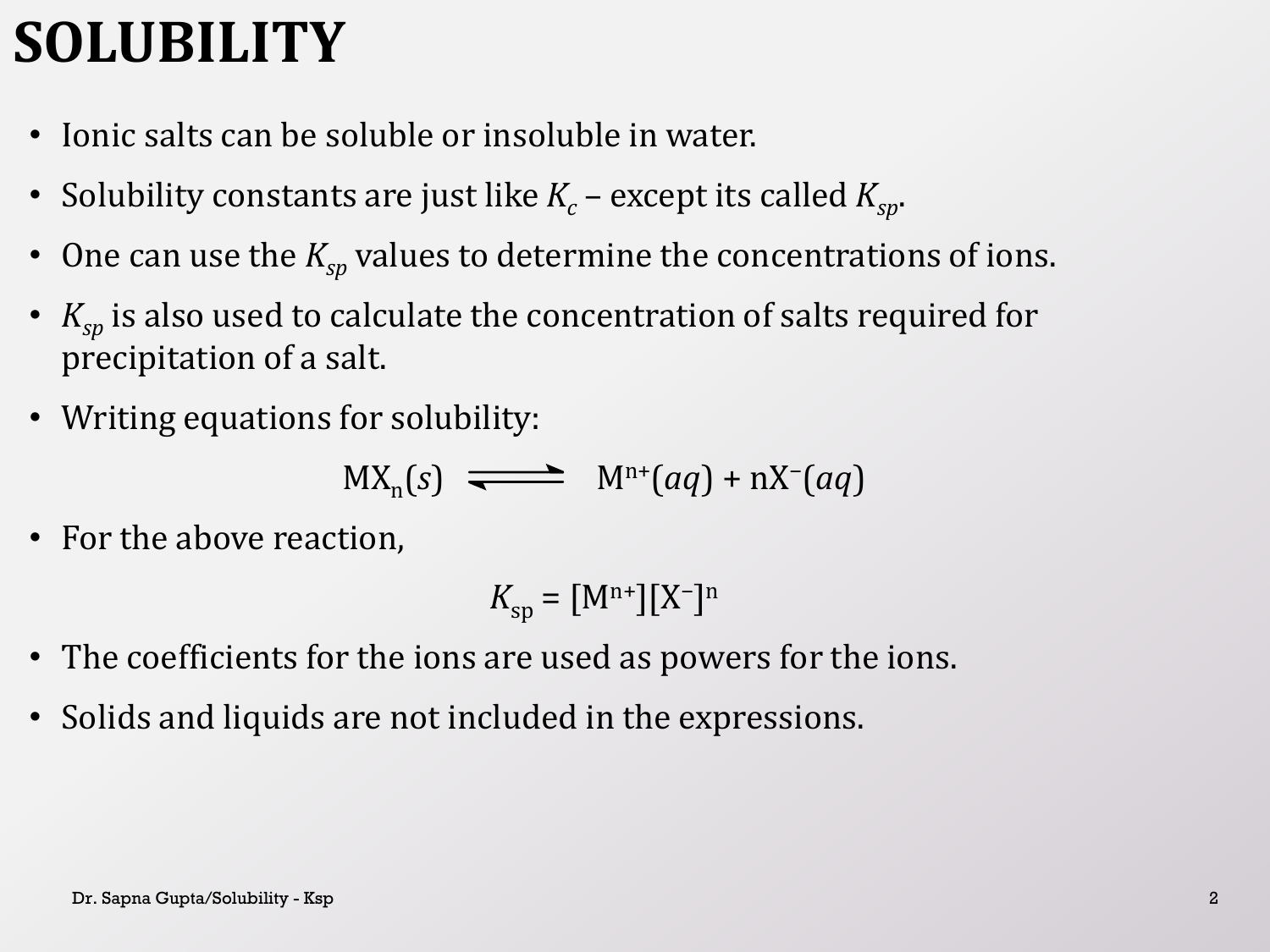# SOLUBILITY

- Ionic salts can be soluble or insoluble in water.
- Solubility constants are just like $K_c$ – except its called $K_{sp}$.
- One can use the $K_{sp}$ values to determine the concentrations of ions.
- $K_{sp}$ is also used to calculate the concentration of salts required for precipitation of a salt.
- Writing equations for solubility:

$$MX_n(s) \rightleftharpoons M^{n+}(aq) + nX^{-}(aq)$$

- For the above reaction,

$$K_{sp} = [M^{n+}][X^{-}]^n$$

- The coefficients for the ions are used as powers for the ions.
- Solids and liquids are not included in the expressions.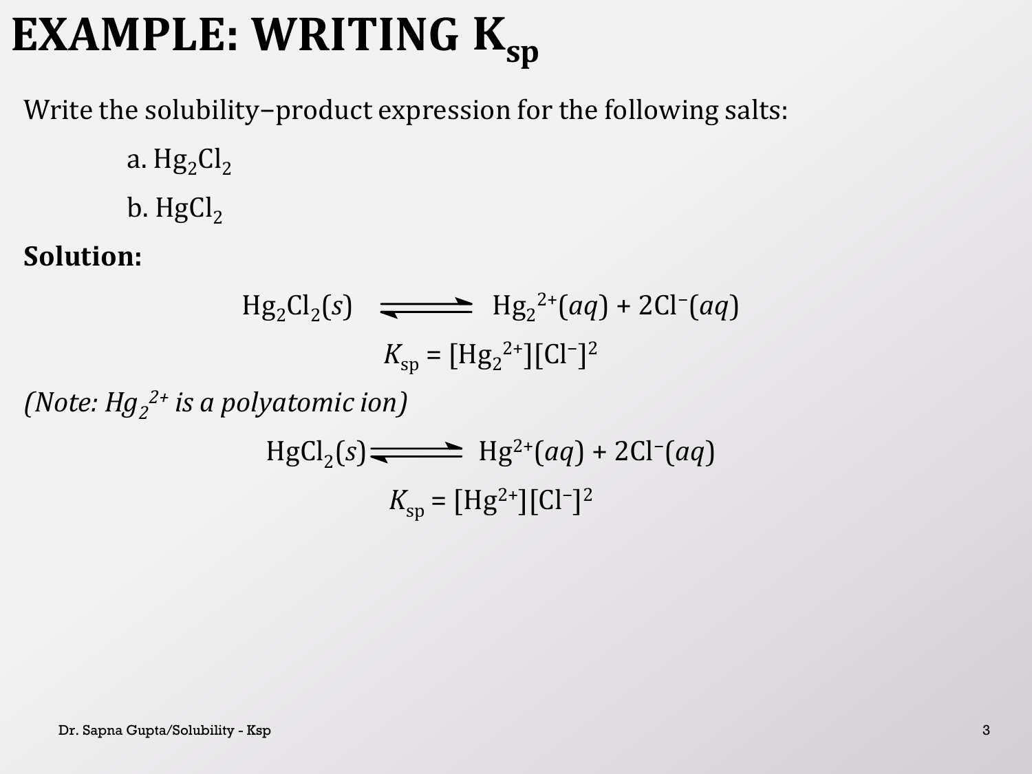# EXAMPLE: WRITING $K_{sp}$

Write the solubility–product expression for the following salts:

a. $Hg_2Cl_2$

b. $HgCl_2$

**Solution:**

$$Hg_2Cl_2(s) \rightleftharpoons Hg_2^{2+}(aq) + 2Cl^-(aq)$$

$$K_{sp} = [Hg_2^{2+}][Cl^-]^2$$

*(Note: $Hg_2^{2+}$ is a polyatomic ion)*

$$HgCl_2(s) \rightleftharpoons Hg^{2+}(aq) + 2Cl^-(aq)$$

$$K_{sp} = [Hg^{2+}][Cl^-]^2$$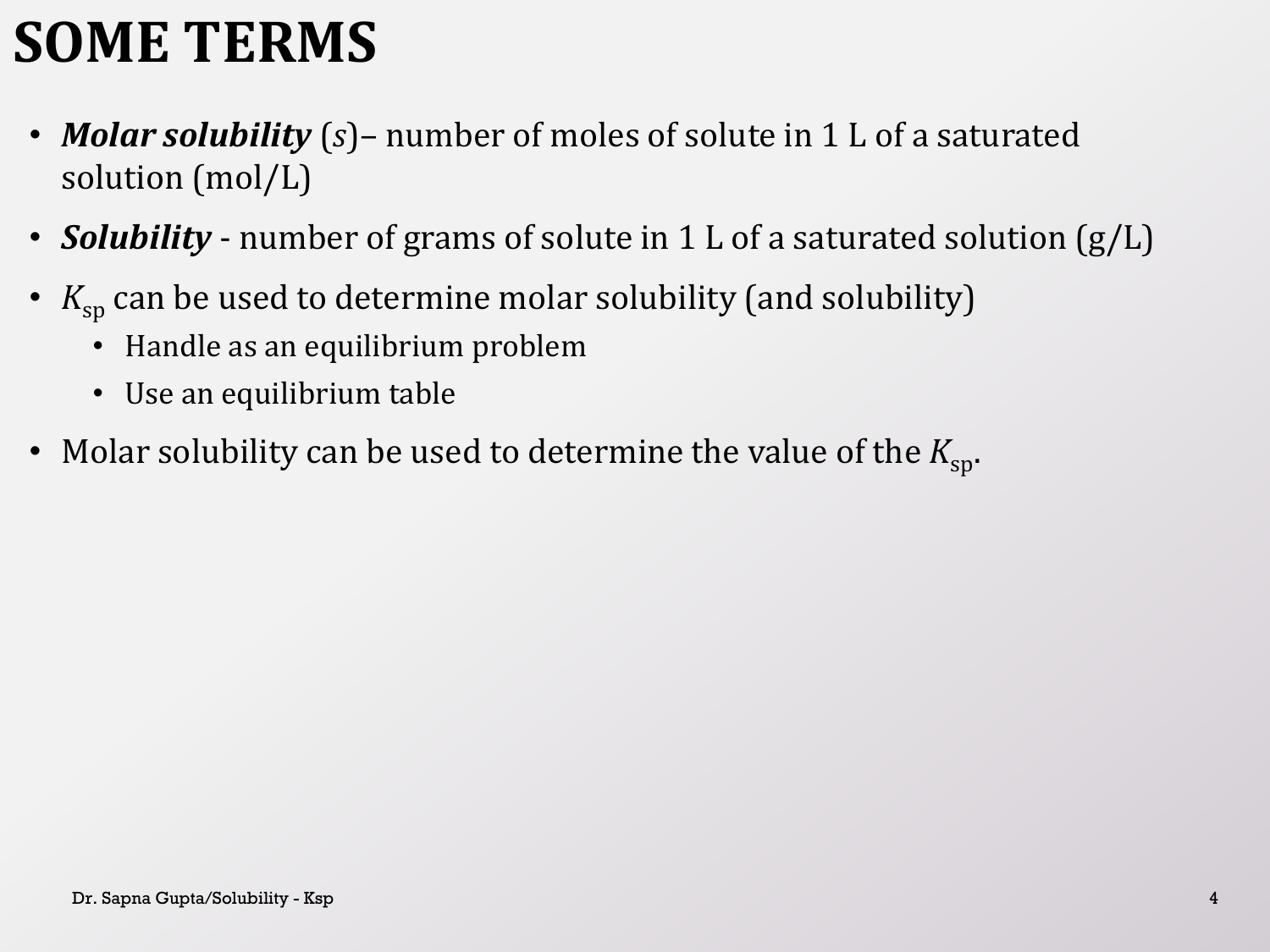# SOME TERMS

- ***Molar solubility*** (*s*)– number of moles of solute in 1 L of a saturated solution (mol/L)
- ***Solubility*** - number of grams of solute in 1 L of a saturated solution (g/L)
- $K_{sp}$ can be used to determine molar solubility (and solubility)
  - Handle as an equilibrium problem
  - Use an equilibrium table
- Molar solubility can be used to determine the value of the $K_{sp}$.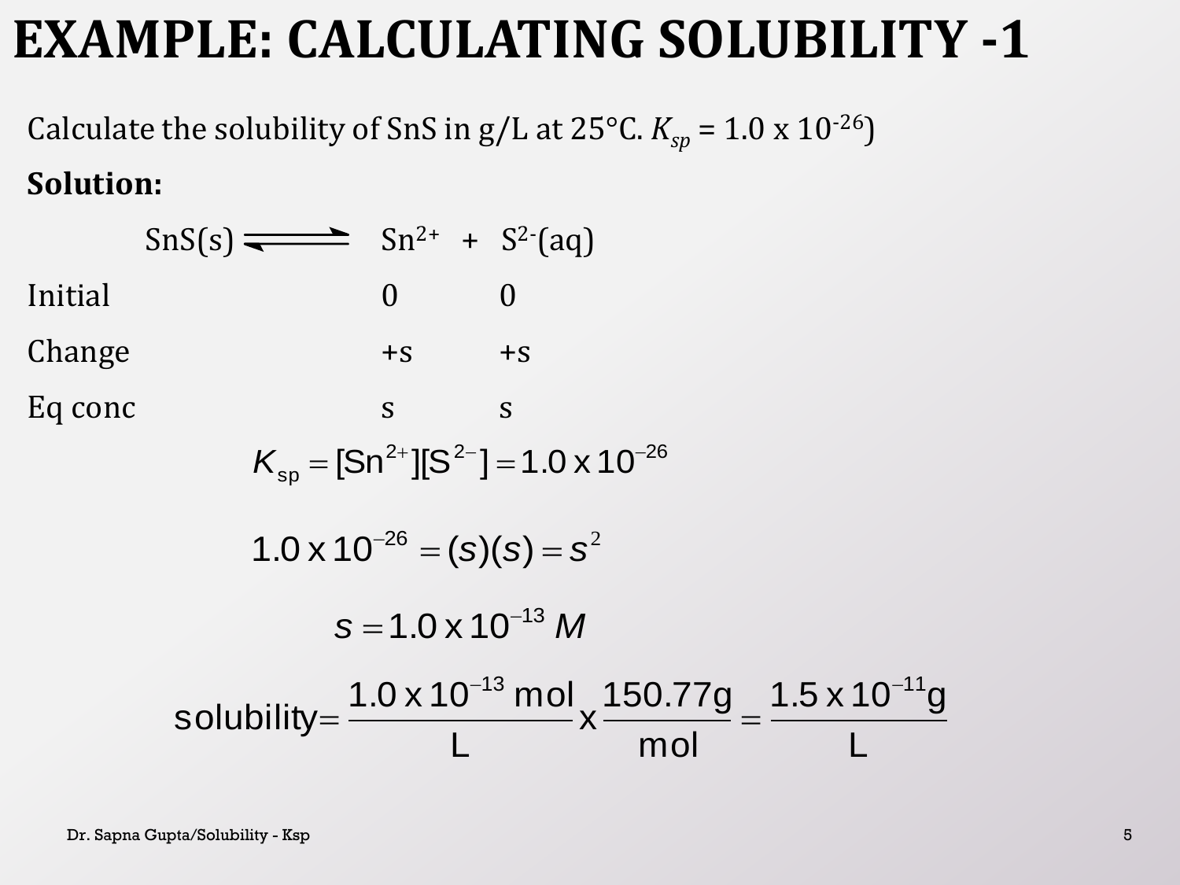# EXAMPLE: CALCULATING SOLUBILITY -1

Calculate the solubility of SnS in g/L at 25°C. $K_{sp}$ = 1.0 x $10^{-26}$)

**Solution:**

| | $SnS(s) \rightleftharpoons$ | $Sn^{2+}$ | + $S^{2-}(aq)$ |
|---|---|---|---|
| Initial | | 0 | 0 |
| Change | | +s | +s |
| Eq conc | | s | s |

$$K_{sp} = [Sn^{2+}][S^{2-}] = 1.0 \times 10^{-26}$$

$$1.0 \times 10^{-26} = (s)(s) = s^2$$

$$s = 1.0 \times 10^{-13}\ M$$

$$\text{solubility} = \frac{1.0 \times 10^{-13}\ \text{mol}}{\text{L}} \times \frac{150.77\text{g}}{\text{mol}} = \frac{1.5 \times 10^{-11}\text{g}}{\text{L}}$$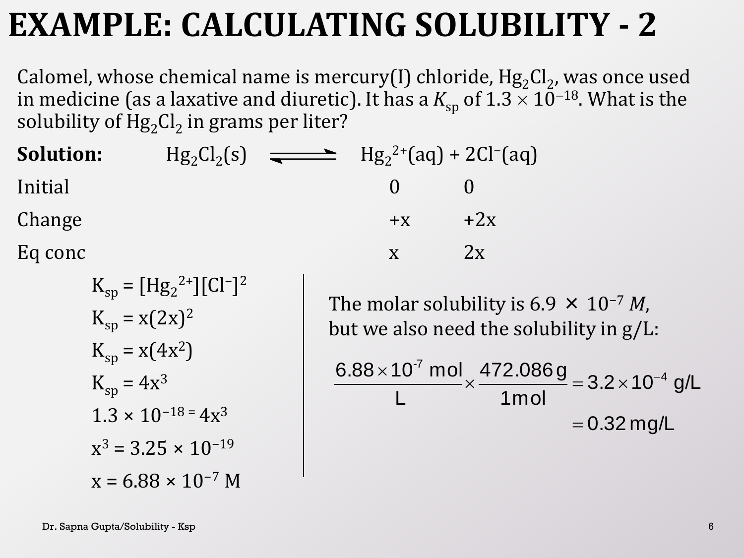# EXAMPLE: CALCULATING SOLUBILITY - 2

Calomel, whose chemical name is mercury(I) chloride, $Hg_2Cl_2$, was once used in medicine (as a laxative and diuretic). It has a $K_{sp}$ of $1.3 \times 10^{-18}$. What is the solubility of $Hg_2Cl_2$ in grams per liter?

**Solution:** $Hg_2Cl_2(s) \rightleftharpoons Hg_2^{2+}(aq) + 2Cl^-(aq)$

| | $Hg_2^{2+}$ | $Cl^-$ |
|---|---|---|
| Initial | 0 | 0 |
| Change | +x | +2x |
| Eq conc | x | 2x |

$K_{sp} = [Hg_2^{2+}][Cl^-]^2$

$K_{sp} = x(2x)^2$

$K_{sp} = x(4x^2)$

$K_{sp} = 4x^3$

$1.3 \times 10^{-18} = 4x^3$

$x^3 = 3.25 \times 10^{-19}$

$x = 6.88 \times 10^{-7}$ M

The molar solubility is $6.9 \times 10^{-7}$ *M*, but we also need the solubility in g/L:

$$\frac{6.88 \times 10^{-7}\ \text{mol}}{\text{L}} \times \frac{472.086\,\text{g}}{1\,\text{mol}} = 3.2 \times 10^{-4}\ \text{g/L}$$

$$= 0.32\,\text{mg/L}$$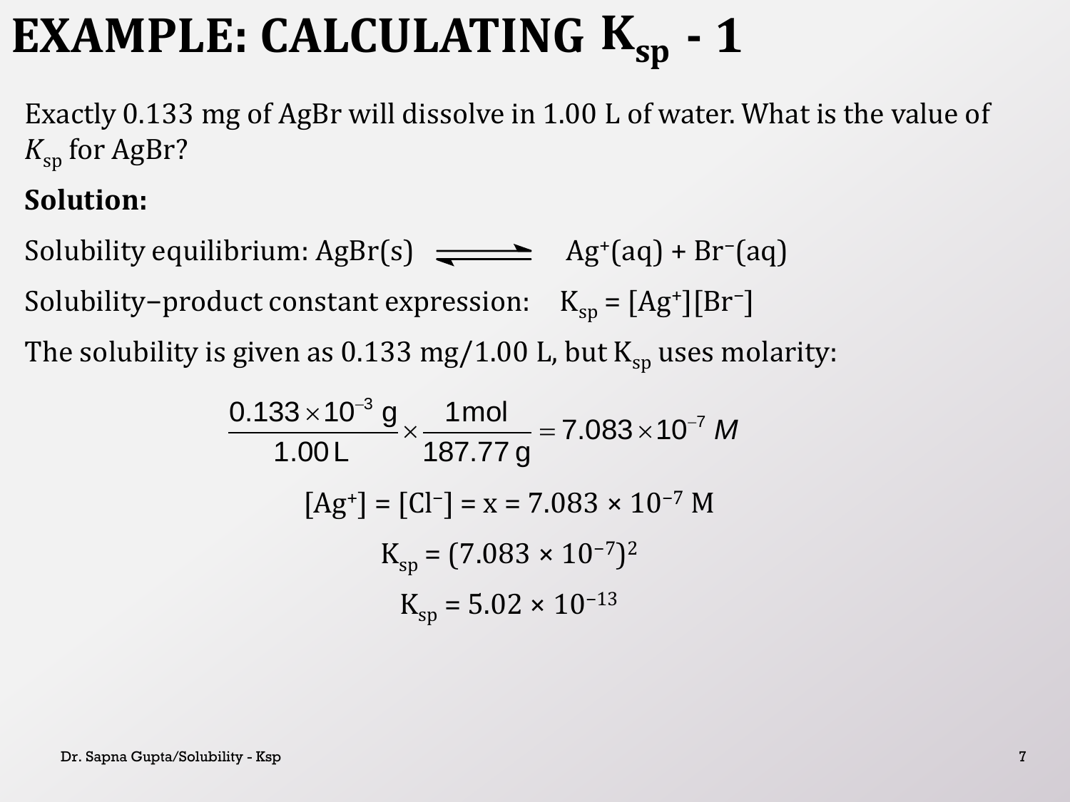# EXAMPLE: CALCULATING $K_{sp}$ - 1

Exactly 0.133 mg of AgBr will dissolve in 1.00 L of water. What is the value of $K_{sp}$ for AgBr?

**Solution:**

Solubility equilibrium: $AgBr(s) \rightleftharpoons Ag^+(aq) + Br^-(aq)$

Solubility−product constant expression: $K_{sp} = [Ag^+][Br^-]$

The solubility is given as 0.133 mg/1.00 L, but $K_{sp}$ uses molarity:

$$\frac{0.133 \times 10^{-3}\ \text{g}}{1.00\ \text{L}} \times \frac{1\ \text{mol}}{187.77\ \text{g}} = 7.083 \times 10^{-7}\ M$$

$$[Ag^+] = [Cl^-] = x = 7.083 \times 10^{-7}\ \text{M}$$

$$K_{sp} = (7.083 \times 10^{-7})^2$$

$$K_{sp} = 5.02 \times 10^{-13}$$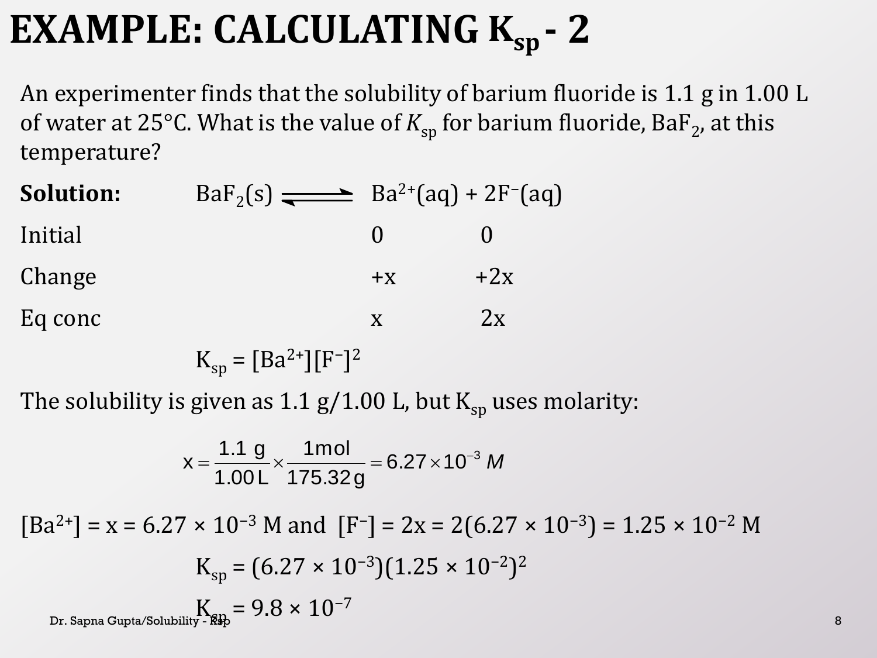# EXAMPLE: CALCULATING $K_{sp}$ - 2

An experimenter finds that the solubility of barium fluoride is 1.1 g in 1.00 L of water at 25°C. What is the value of $K_{sp}$ for barium fluoride, $BaF_2$, at this temperature?

**Solution:** $BaF_2(s) \rightleftharpoons Ba^{2+}(aq) + 2F^-(aq)$

| | $Ba^{2+}$ | $F^-$ |
|---|---|---|
| Initial | 0 | 0 |
| Change | +x | +2x |
| Eq conc | x | 2x |

$$K_{sp} = [Ba^{2+}][F^-]^2$$

The solubility is given as 1.1 g/1.00 L, but $K_{sp}$ uses molarity:

$$x = \frac{1.1\ g}{1.00\ L} \times \frac{1\ mol}{175.32\ g} = 6.27 \times 10^{-3}\ M$$

$[Ba^{2+}] = x = 6.27 \times 10^{-3}$ M and $[F^-] = 2x = 2(6.27 \times 10^{-3}) = 1.25 \times 10^{-2}$ M

$$K_{sp} = (6.27 \times 10^{-3})(1.25 \times 10^{-2})^2$$

$$K_{sp} = 9.8 \times 10^{-7}$$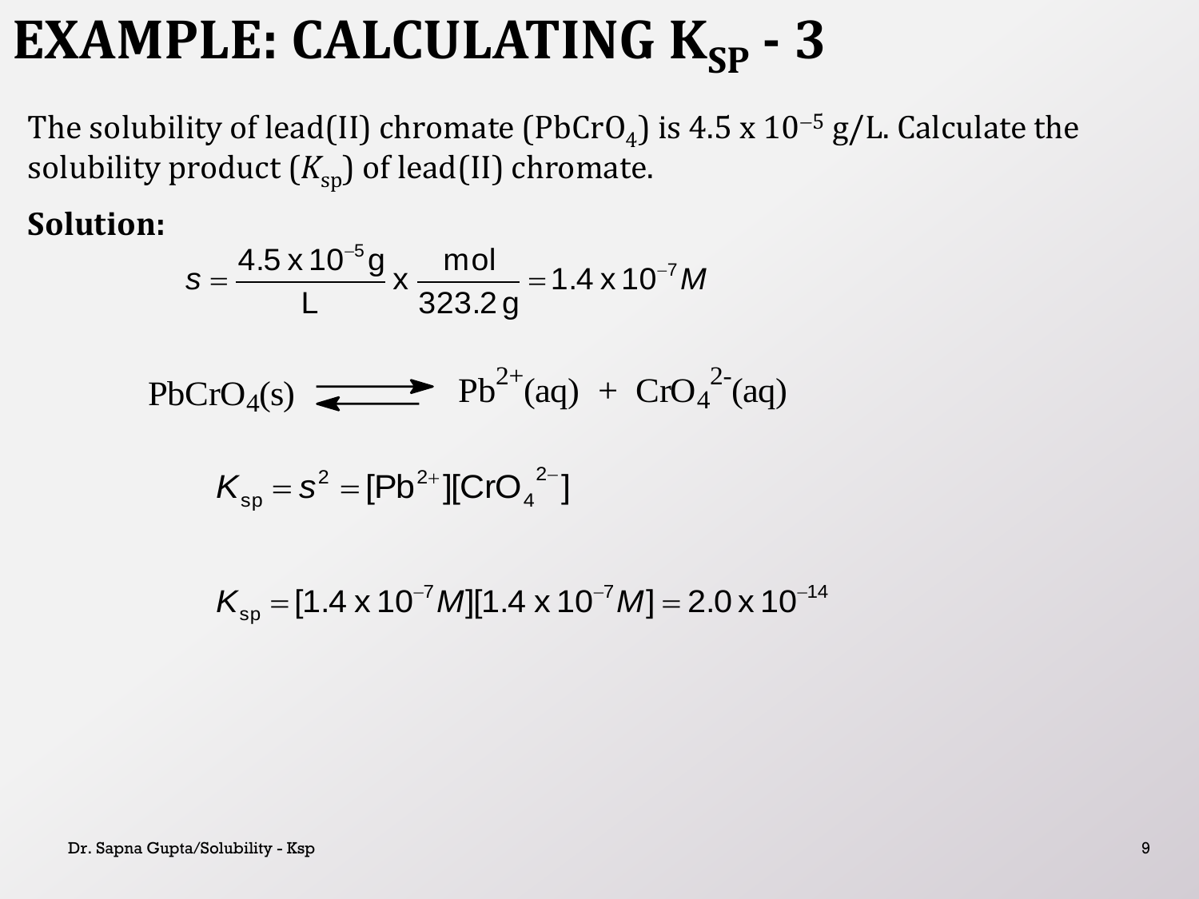# EXAMPLE: CALCULATING $K_{SP}$ - 3

The solubility of lead(II) chromate ($PbCrO_4$) is 4.5 x $10^{-5}$ g/L. Calculate the solubility product ($K_{sp}$) of lead(II) chromate.

**Solution:**

$$s = \frac{4.5 \text{ x } 10^{-5} \text{ g}}{\text{L}} \text{ x } \frac{\text{mol}}{323.2 \text{ g}} = 1.4 \text{ x } 10^{-7} M$$

$$PbCrO_4(s) \rightleftharpoons Pb^{2+}(aq) + CrO_4^{2-}(aq)$$

$$K_{sp} = s^2 = [Pb^{2+}][CrO_4^{2-}]$$

$$K_{sp} = [1.4 \text{ x } 10^{-7} M][1.4 \text{ x } 10^{-7} M] = 2.0 \text{ x } 10^{-14}$$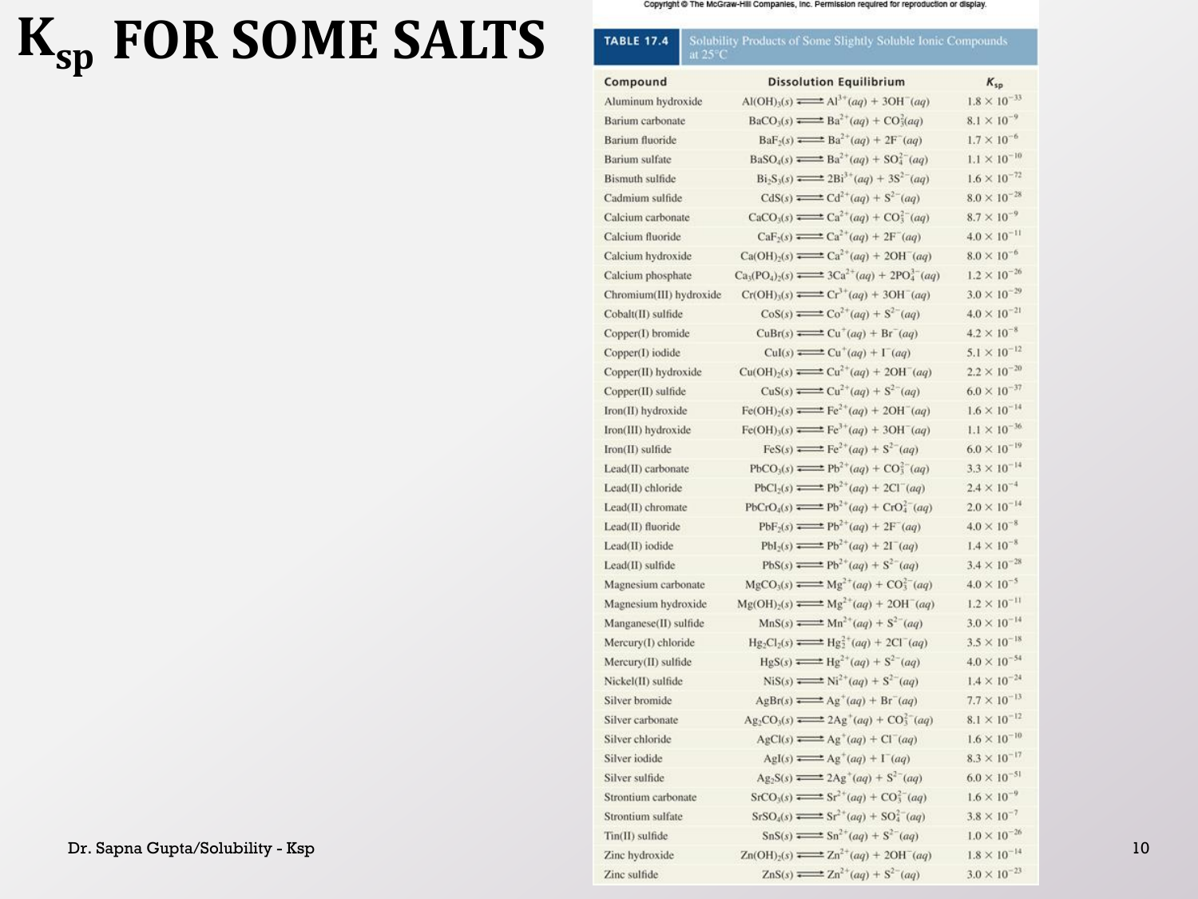# $K_{sp}$ FOR SOME SALTS

Copyright © The McGraw-Hill Companies, Inc. Permission required for reproduction or display.

**TABLE 17.4** Solubility Products of Some Slightly Soluble Ionic Compounds at 25°C

| Compound | Dissolution Equilibrium | $K_{sp}$ |
|---|---|---|
| Aluminum hydroxide | $Al(OH)_3(s) \rightleftharpoons Al^{3+}(aq) + 3OH^-(aq)$ | $1.8 \times 10^{-33}$ |
| Barium carbonate | $BaCO_3(s) \rightleftharpoons Ba^{2+}(aq) + CO_3^{2-}(aq)$ | $8.1 \times 10^{-9}$ |
| Barium fluoride | $BaF_2(s) \rightleftharpoons Ba^{2+}(aq) + 2F^-(aq)$ | $1.7 \times 10^{-6}$ |
| Barium sulfate | $BaSO_4(s) \rightleftharpoons Ba^{2+}(aq) + SO_4^{2-}(aq)$ | $1.1 \times 10^{-10}$ |
| Bismuth sulfide | $Bi_2S_3(s) \rightleftharpoons 2Bi^{3+}(aq) + 3S^{2-}(aq)$ | $1.6 \times 10^{-72}$ |
| Cadmium sulfide | $CdS(s) \rightleftharpoons Cd^{2+}(aq) + S^{2-}(aq)$ | $8.0 \times 10^{-28}$ |
| Calcium carbonate | $CaCO_3(s) \rightleftharpoons Ca^{2+}(aq) + CO_3^{2-}(aq)$ | $8.7 \times 10^{-9}$ |
| Calcium fluoride | $CaF_2(s) \rightleftharpoons Ca^{2+}(aq) + 2F^-(aq)$ | $4.0 \times 10^{-11}$ |
| Calcium hydroxide | $Ca(OH)_2(s) \rightleftharpoons Ca^{2+}(aq) + 2OH^-(aq)$ | $8.0 \times 10^{-6}$ |
| Calcium phosphate | $Ca_3(PO_4)_2(s) \rightleftharpoons 3Ca^{2+}(aq) + 2PO_4^{3-}(aq)$ | $1.2 \times 10^{-26}$ |
| Chromium(III) hydroxide | $Cr(OH)_3(s) \rightleftharpoons Cr^{3+}(aq) + 3OH^-(aq)$ | $3.0 \times 10^{-29}$ |
| Cobalt(II) sulfide | $CoS(s) \rightleftharpoons Co^{2+}(aq) + S^{2-}(aq)$ | $4.0 \times 10^{-21}$ |
| Copper(I) bromide | $CuBr(s) \rightleftharpoons Cu^+(aq) + Br^-(aq)$ | $4.2 \times 10^{-8}$ |
| Copper(I) iodide | $CuI(s) \rightleftharpoons Cu^+(aq) + I^-(aq)$ | $5.1 \times 10^{-12}$ |
| Copper(II) hydroxide | $Cu(OH)_2(s) \rightleftharpoons Cu^{2+}(aq) + 2OH^-(aq)$ | $2.2 \times 10^{-20}$ |
| Copper(II) sulfide | $CuS(s) \rightleftharpoons Cu^{2+}(aq) + S^{2-}(aq)$ | $6.0 \times 10^{-37}$ |
| Iron(II) hydroxide | $Fe(OH)_2(s) \rightleftharpoons Fe^{2+}(aq) + 2OH^-(aq)$ | $1.6 \times 10^{-14}$ |
| Iron(III) hydroxide | $Fe(OH)_3(s) \rightleftharpoons Fe^{3+}(aq) + 3OH^-(aq)$ | $1.1 \times 10^{-36}$ |
| Iron(II) sulfide | $FeS(s) \rightleftharpoons Fe^{2+}(aq) + S^{2-}(aq)$ | $6.0 \times 10^{-19}$ |
| Lead(II) carbonate | $PbCO_3(s) \rightleftharpoons Pb^{2+}(aq) + CO_3^{2-}(aq)$ | $3.3 \times 10^{-14}$ |
| Lead(II) chloride | $PbCl_2(s) \rightleftharpoons Pb^{2+}(aq) + 2Cl^-(aq)$ | $2.4 \times 10^{-4}$ |
| Lead(II) chromate | $PbCrO_4(s) \rightleftharpoons Pb^{2+}(aq) + CrO_4^{2-}(aq)$ | $2.0 \times 10^{-14}$ |
| Lead(II) fluoride | $PbF_2(s) \rightleftharpoons Pb^{2+}(aq) + 2F^-(aq)$ | $4.0 \times 10^{-8}$ |
| Lead(II) iodide | $PbI_2(s) \rightleftharpoons Pb^{2+}(aq) + 2I^-(aq)$ | $1.4 \times 10^{-8}$ |
| Lead(II) sulfide | $PbS(s) \rightleftharpoons Pb^{2+}(aq) + S^{2-}(aq)$ | $3.4 \times 10^{-28}$ |
| Magnesium carbonate | $MgCO_3(s) \rightleftharpoons Mg^{2+}(aq) + CO_3^{2-}(aq)$ | $4.0 \times 10^{-5}$ |
| Magnesium hydroxide | $Mg(OH)_2(s) \rightleftharpoons Mg^{2+}(aq) + 2OH^-(aq)$ | $1.2 \times 10^{-11}$ |
| Manganese(II) sulfide | $MnS(s) \rightleftharpoons Mn^{2+}(aq) + S^{2-}(aq)$ | $3.0 \times 10^{-14}$ |
| Mercury(I) chloride | $Hg_2Cl_2(s) \rightleftharpoons Hg_2^{2+}(aq) + 2Cl^-(aq)$ | $3.5 \times 10^{-18}$ |
| Mercury(II) sulfide | $HgS(s) \rightleftharpoons Hg^{2+}(aq) + S^{2-}(aq)$ | $4.0 \times 10^{-54}$ |
| Nickel(II) sulfide | $NiS(s) \rightleftharpoons Ni^{2+}(aq) + S^{2-}(aq)$ | $1.4 \times 10^{-24}$ |
| Silver bromide | $AgBr(s) \rightleftharpoons Ag^+(aq) + Br^-(aq)$ | $7.7 \times 10^{-13}$ |
| Silver carbonate | $Ag_2CO_3(s) \rightleftharpoons 2Ag^+(aq) + CO_3^{2-}(aq)$ | $8.1 \times 10^{-12}$ |
| Silver chloride | $AgCl(s) \rightleftharpoons Ag^+(aq) + Cl^-(aq)$ | $1.6 \times 10^{-10}$ |
| Silver iodide | $AgI(s) \rightleftharpoons Ag^+(aq) + I^-(aq)$ | $8.3 \times 10^{-17}$ |
| Silver sulfide | $Ag_2S(s) \rightleftharpoons 2Ag^+(aq) + S^{2-}(aq)$ | $6.0 \times 10^{-51}$ |
| Strontium carbonate | $SrCO_3(s) \rightleftharpoons Sr^{2+}(aq) + CO_3^{2-}(aq)$ | $1.6 \times 10^{-9}$ |
| Strontium sulfate | $SrSO_4(s) \rightleftharpoons Sr^{2+}(aq) + SO_4^{2-}(aq)$ | $3.8 \times 10^{-7}$ |
| Tin(II) sulfide | $SnS(s) \rightleftharpoons Sn^{2+}(aq) + S^{2-}(aq)$ | $1.0 \times 10^{-26}$ |
| Zinc hydroxide | $Zn(OH)_2(s) \rightleftharpoons Zn^{2+}(aq) + 2OH^-(aq)$ | $1.8 \times 10^{-14}$ |
| Zinc sulfide | $ZnS(s) \rightleftharpoons Zn^{2+}(aq) + S^{2-}(aq)$ | $3.0 \times 10^{-23}$ |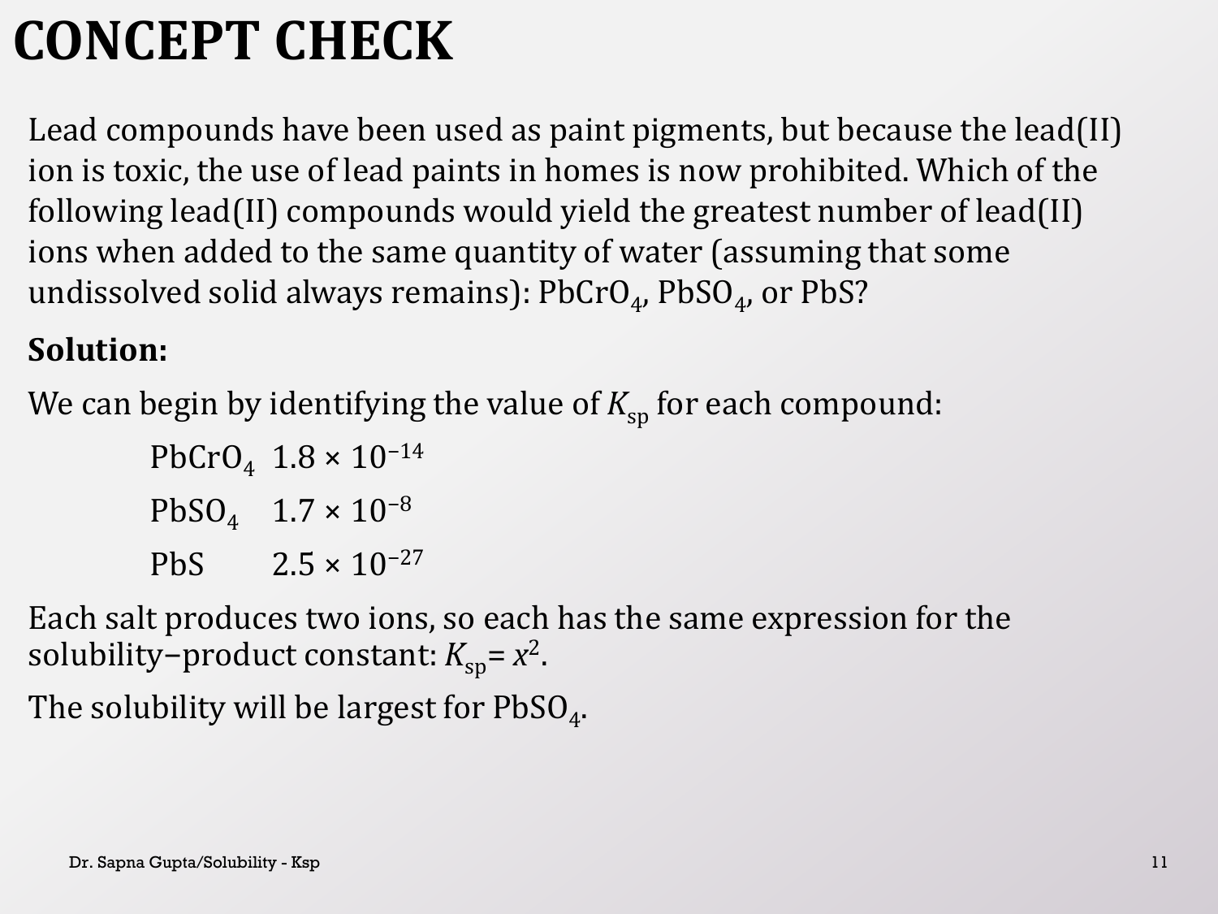# CONCEPT CHECK

Lead compounds have been used as paint pigments, but because the lead(II) ion is toxic, the use of lead paints in homes is now prohibited. Which of the following lead(II) compounds would yield the greatest number of lead(II) ions when added to the same quantity of water (assuming that some undissolved solid always remains): $PbCrO_4$, $PbSO_4$, or PbS?

**Solution:**

We can begin by identifying the value of $K_{sp}$ for each compound:

| | |
|---|---|
| $PbCrO_4$ | $1.8 \times 10^{-14}$ |
| $PbSO_4$ | $1.7 \times 10^{-8}$ |
| PbS | $2.5 \times 10^{-27}$ |

Each salt produces two ions, so each has the same expression for the solubility−product constant: $K_{sp} = x^2$.

The solubility will be largest for $PbSO_4$.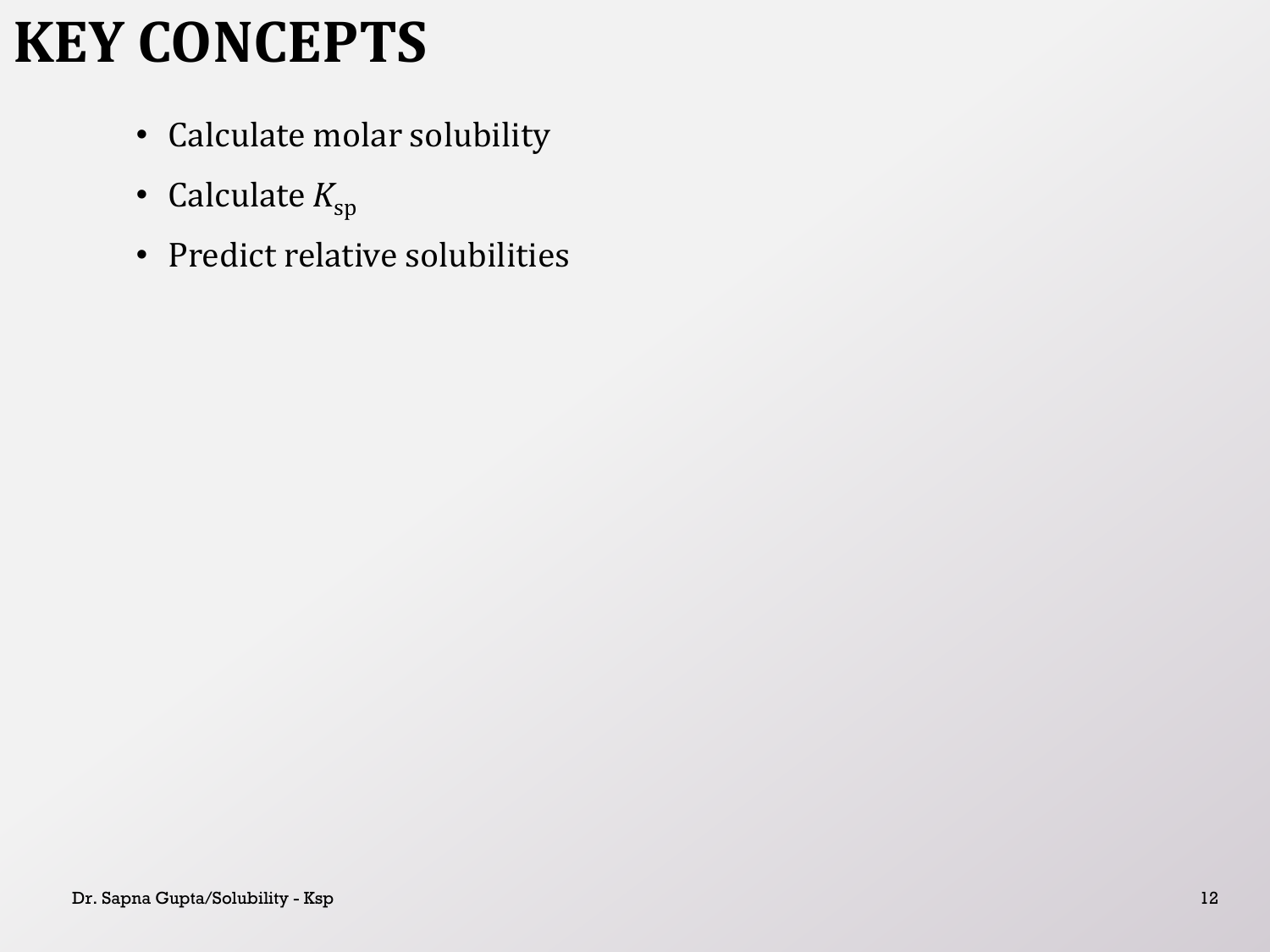# KEY CONCEPTS

- Calculate molar solubility
- Calculate $K_{sp}$
- Predict relative solubilities